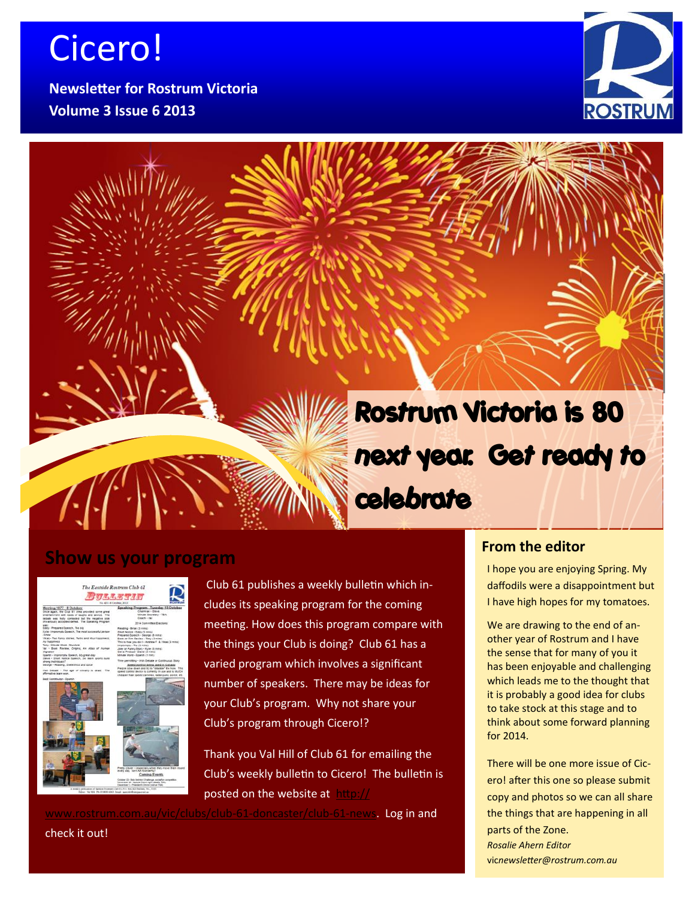# Cicero!

**Newsletter for Rostrum Victoria**
**Volume 3 Issue 6 2013**

## Rostrum Victoria is 80 next year. Get ready to celebrate

## Show us your program

Club 61 publishes a weekly bulletin which includes its speaking program for the coming meeting. How does this program compare with the things your Club is doing? Club 61 has a varied program which involves a significant number of speakers. There may be ideas for your Club's program. Why not share your Club's program through Cicero!?

Thank you Val Hill of Club 61 for emailing the Club's weekly bulletin to Cicero! The bulletin is posted on the website at http://www.rostrum.com.au/vic/clubs/club-61-doncaster/club-61-news. Log in and check it out!

## From the editor

I hope you are enjoying Spring. My daffodils were a disappointment but I have high hopes for my tomatoes.

We are drawing to the end of another year of Rostrum and I have the sense that for many of you it has been enjoyable and challenging which leads me to the thought that it is probably a good idea for clubs to take stock at this stage and to think about some forward planning for 2014.

There will be one more issue of Cicero! after this one so please submit copy and photos so we can all share the things that are happening in all parts of the Zone.

*Rosalie Ahern Editor*
*vicnewsletter@rostrum.com.au*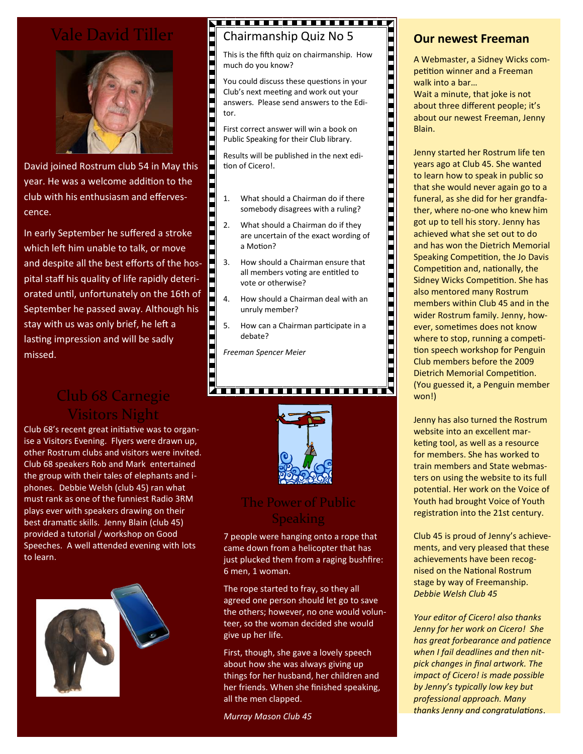# Vale David Tiller

David joined Rostrum club 54 in May this year. He was a welcome addition to the club with his enthusiasm and effervescence.

In early September he suffered a stroke which left him unable to talk, or move and despite all the best efforts of the hospital staff his quality of life rapidly deteriorated until, unfortunately on the 16th of September he passed away. Although his stay with us was only brief, he left a lasting impression and will be sadly missed.

# Club 68 Carnegie Visitors Night

Club 68's recent great initiative was to organise a Visitors Evening. Flyers were drawn up, other Rostrum clubs and visitors were invited. Club 68 speakers Rob and Mark entertained the group with their tales of elephants and i-phones. Debbie Welsh (club 45) ran what must rank as one of the funniest Radio 3RM plays ever with speakers drawing on their best dramatic skills. Jenny Blain (club 45) provided a tutorial / workshop on Good Speeches. A well attended evening with lots to learn.

## Chairmanship Quiz No 5

This is the fifth quiz on chairmanship. How much do you know?

You could discuss these questions in your Club's next meeting and work out your answers. Please send answers to the Editor.

First correct answer will win a book on Public Speaking for their Club library.

Results will be published in the next edition of Cicero!.

1. What should a Chairman do if there somebody disagrees with a ruling?
2. What should a Chairman do if they are uncertain of the exact wording of a Motion?
3. How should a Chairman ensure that all members voting are entitled to vote or otherwise?
4. How should a Chairman deal with an unruly member?
5. How can a Chairman participate in a debate?

*Freeman Spencer Meier*

# The Power of Public Speaking

7 people were hanging onto a rope that came down from a helicopter that has just plucked them from a raging bushfire: 6 men, 1 woman.

The rope started to fray, so they all agreed one person should let go to save the others; however, no one would volunteer, so the woman decided she would give up her life.

First, though, she gave a lovely speech about how she was always giving up things for her husband, her children and her friends. When she finished speaking, all the men clapped.

*Murray Mason Club 45*

## Our newest Freeman

A Webmaster, a Sidney Wicks competition winner and a Freeman walk into a bar…
Wait a minute, that joke is not about three different people; it's about our newest Freeman, Jenny Blain.

Jenny started her Rostrum life ten years ago at Club 45. She wanted to learn how to speak in public so that she would never again go to a funeral, as she did for her grandfather, where no-one who knew him got up to tell his story. Jenny has achieved what she set out to do and has won the Dietrich Memorial Speaking Competition, the Jo Davis Competition and, nationally, the Sidney Wicks Competition. She has also mentored many Rostrum members within Club 45 and in the wider Rostrum family. Jenny, however, sometimes does not know where to stop, running a competition speech workshop for Penguin Club members before the 2009 Dietrich Memorial Competition. (You guessed it, a Penguin member won!)

Jenny has also turned the Rostrum website into an excellent marketing tool, as well as a resource for members. She has worked to train members and State webmasters on using the website to its full potential. Her work on the Voice of Youth had brought Voice of Youth registration into the 21st century.

Club 45 is proud of Jenny's achievements, and very pleased that these achievements have been recognised on the National Rostrum stage by way of Freemanship.
*Debbie Welsh Club 45*

*Your editor of Cicero! also thanks Jenny for her work on Cicero! She has great forbearance and patience when I fail deadlines and then nit-pick changes in final artwork. The impact of Cicero! is made possible by Jenny's typically low key but professional approach. Many thanks Jenny and congratulations*.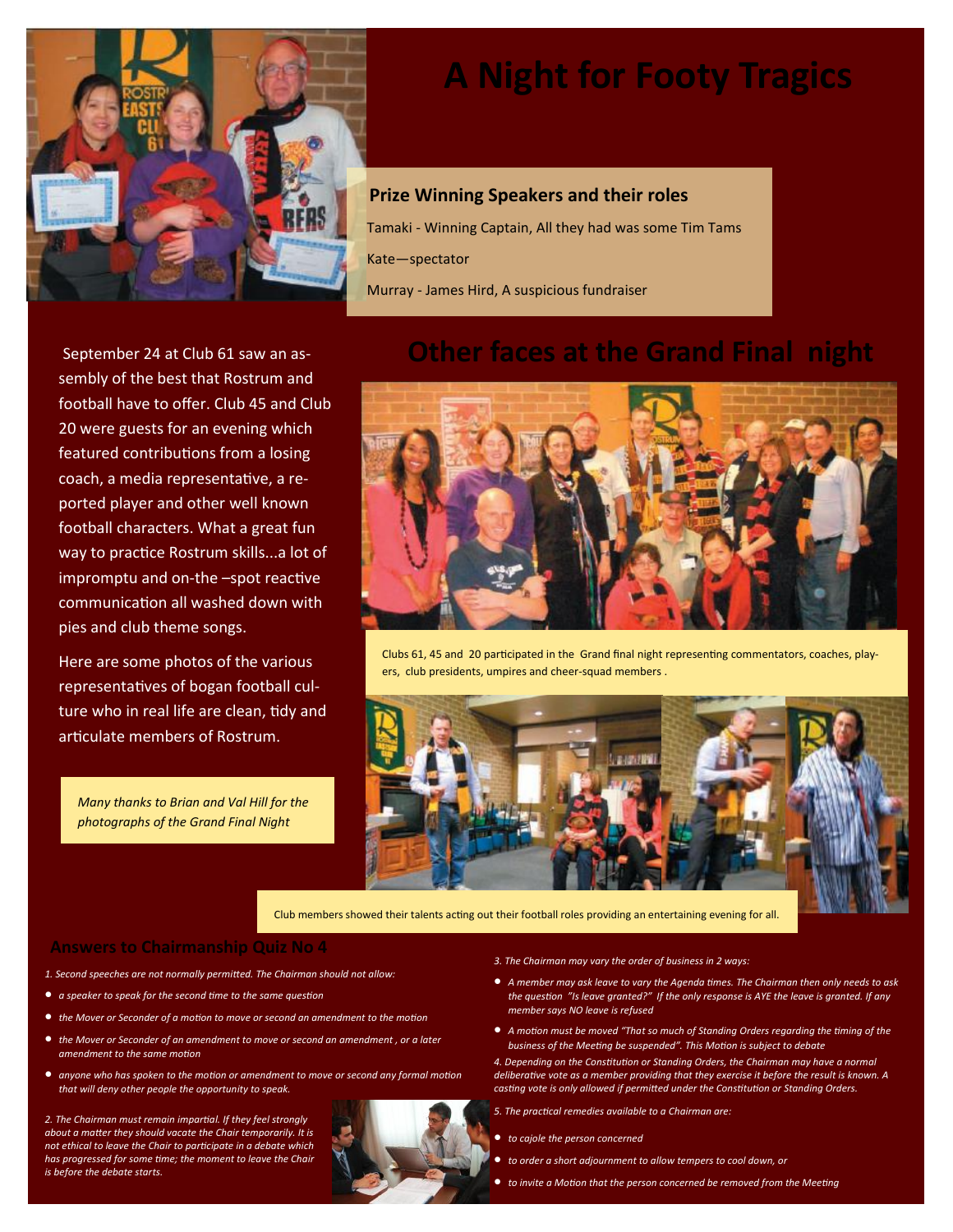# A Night for Footy Tragics

### Prize Winning Speakers and their roles

Tamaki - Winning Captain, All they had was some Tim Tams

Kate—spectator

Murray - James Hird, A suspicious fundraiser

September 24 at Club 61 saw an assembly of the best that Rostrum and football have to offer. Club 45 and Club 20 were guests for an evening which featured contributions from a losing coach, a media representative, a reported player and other well known football characters. What a great fun way to practice Rostrum skills...a lot of impromptu and on-the –spot reactive communication all washed down with pies and club theme songs.

Here are some photos of the various representatives of bogan football culture who in real life are clean, tidy and articulate members of Rostrum.

*Many thanks to Brian and Val Hill for the photographs of the Grand Final Night*

## Other faces at the Grand Final night

Clubs 61, 45 and 20 participated in the Grand final night representing commentators, coaches, players, club presidents, umpires and cheer-squad members .

Club members showed their talents acting out their football roles providing an entertaining evening for all.

### Answers to Chairmanship Quiz No 4

*1. Second speeches are not normally permitted. The Chairman should not allow:*

- *a speaker to speak for the second time to the same question*
- *the Mover or Seconder of a motion to move or second an amendment to the motion*
- *the Mover or Seconder of an amendment to move or second an amendment , or a later amendment to the same motion*
- *anyone who has spoken to the motion or amendment to move or second any formal motion that will deny other people the opportunity to speak.*

*2. The Chairman must remain impartial. If they feel strongly about a matter they should vacate the Chair temporarily. It is not ethical to leave the Chair to participate in a debate which has progressed for some time; the moment to leave the Chair is before the debate starts.*

*3. The Chairman may vary the order of business in 2 ways:*

- *A member may ask leave to vary the Agenda times. The Chairman then only needs to ask the question "Is leave granted?" If the only response is AYE the leave is granted. If any member says NO leave is refused*
- *A motion must be moved "That so much of Standing Orders regarding the timing of the business of the Meeting be suspended". This Motion is subject to debate*

*4. Depending on the Constitution or Standing Orders, the Chairman may have a normal deliberative vote as a member providing that they exercise it before the result is known. A casting vote is only allowed if permitted under the Constitution or Standing Orders.*

*5. The practical remedies available to a Chairman are:*

- *to cajole the person concerned*
- *to order a short adjournment to allow tempers to cool down, or*
- *to invite a Motion that the person concerned be removed from the Meeting*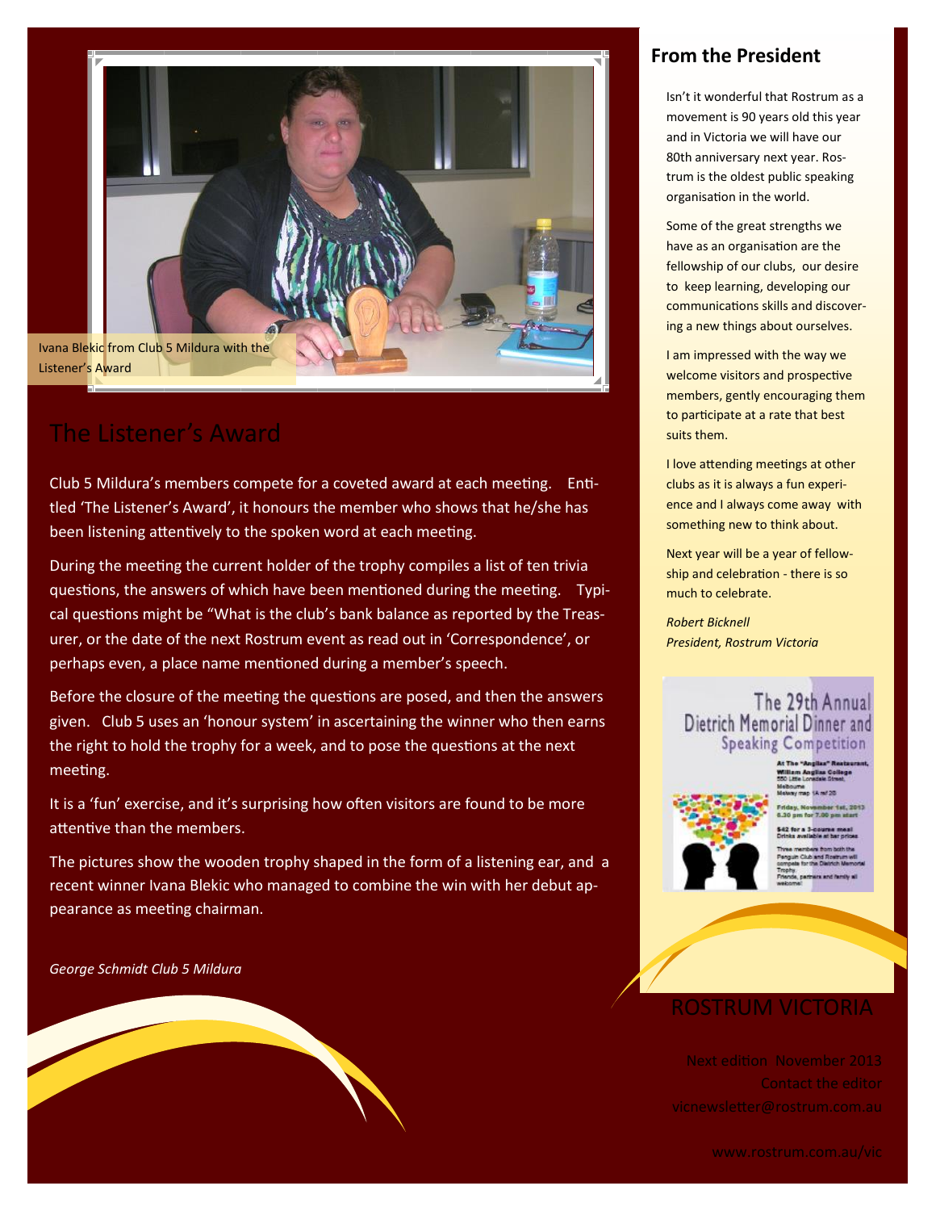Ivana Blekic from Club 5 Mildura with the Listener's Award

## The Listener's Award

Club 5 Mildura's members compete for a coveted award at each meeting. Entitled 'The Listener's Award', it honours the member who shows that he/she has been listening attentively to the spoken word at each meeting.

During the meeting the current holder of the trophy compiles a list of ten trivia questions, the answers of which have been mentioned during the meeting. Typical questions might be "What is the club's bank balance as reported by the Treasurer, or the date of the next Rostrum event as read out in 'Correspondence', or perhaps even, a place name mentioned during a member's speech.

Before the closure of the meeting the questions are posed, and then the answers given. Club 5 uses an 'honour system' in ascertaining the winner who then earns the right to hold the trophy for a week, and to pose the questions at the next meeting.

It is a 'fun' exercise, and it's surprising how often visitors are found to be more attentive than the members.

The pictures show the wooden trophy shaped in the form of a listening ear, and a recent winner Ivana Blekic who managed to combine the win with her debut appearance as meeting chairman.

*George Schmidt Club 5 Mildura*

## From the President

Isn't it wonderful that Rostrum as a movement is 90 years old this year and in Victoria we will have our 80th anniversary next year. Rostrum is the oldest public speaking organisation in the world.

Some of the great strengths we have as an organisation are the fellowship of our clubs, our desire to keep learning, developing our communications skills and discovering a new things about ourselves.

I am impressed with the way we welcome visitors and prospective members, gently encouraging them to participate at a rate that best suits them.

I love attending meetings at other clubs as it is always a fun experience and I always come away with something new to think about.

Next year will be a year of fellowship and celebration - there is so much to celebrate.

*Robert Bicknell*
*President, Rostrum Victoria*

The 29th Annual Dietrich Memorial Dinner and Speaking Competition

At The "Anglias" Restaurant, William Angliss College
550 Little Lonsdale Street, Melbourne
Melway map 1A ref 2D

Friday, November 1st, 2013
6.30 pm for 7.00 pm start

$42 for a 3-course meal
Drinks available at bar prices

Three members from both the Penguin Club and Rostrum will compete for the Dietrich Memorial Trophy
Friends, partners and family all welcome!

ROSTRUM VICTORIA

Next edition November 2013
Contact the editor
vicnewsletter@rostrum.com.au

www.rostrum.com.au/vic